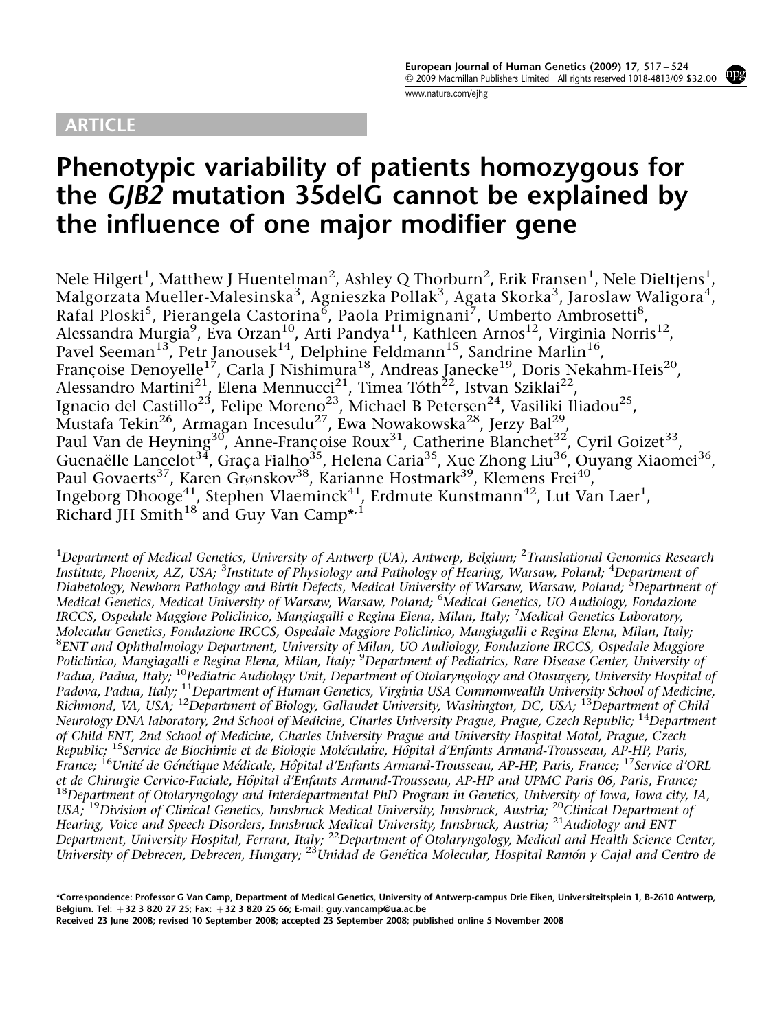ARTICLE

# Phenotypic variability of patients homozygous for the *GJB2* mutation 35delG cannot be explained by the influence of one major modifier gene

Nele Hilgert[1], Matthew J Huentelman[2], Ashley Q Thorburn[2], Erik Fransen[1], Nele Dieltjens[1], Malgorzata Mueller-Malesinska[3], Agnieszka Pollak[3], Agata Skorka[3], Jaroslaw Waligora[4], Rafal Ploski[5], Pierangela Castorina[6], Paola Primignani[7], Umberto Ambrosetti[8], Alessandra Murgia[9], Eva Orzan[10], Arti Pandya[11], Kathleen Arnos[12], Virginia Norris[12], Pavel Seeman[13], Petr Janousek[14], Delphine Feldmann[15], Sandrine Marlin[16], Françoise Denoyelle[17], Carla J Nishimura[18], Andreas Janecke[19], Doris Nekahm-Heis[20], Alessandro Martini[21], Elena Mennucci[21], Timea Tóth[22], Istvan Sziklai[22], Ignacio del Castillo[23], Felipe Moreno[23], Michael B Petersen[24], Vasiliki Iliadou[25], Mustafa Tekin[26], Armagan Incesulu[27], Ewa Nowakowska[28], Jerzy Bal[29], Paul Van de Heyning[30], Anne-Françoise Roux[31], Catherine Blanchet[32], Cyril Goizet[33], Guenaëlle Lancelot[34], Graça Fialho[35], Helena Caria[35], Xue Zhong Liu[36], Ouyang Xiaomei[36], Paul Govaerts[37], Karen Grønskov[38], Karianne Hostmark[39], Klemens Frei[40], Ingeborg Dhooge[41], Stephen Vlaeminck[41], Erdmute Kunstmann[42], Lut Van Laer[1], Richard JH Smith[18] and Guy Van Camp*[,1]

[1]*Department of Medical Genetics, University of Antwerp (UA), Antwerp, Belgium;* [2]*Translational Genomics Research Institute, Phoenix, AZ, USA;* [3]*Institute of Physiology and Pathology of Hearing, Warsaw, Poland;* [4]*Department of Diabetology, Newborn Pathology and Birth Defects, Medical University of Warsaw, Warsaw, Poland;* [5]*Department of Medical Genetics, Medical University of Warsaw, Warsaw, Poland;* [6]*Medical Genetics, UO Audiology, Fondazione IRCCS, Ospedale Maggiore Policlinico, Mangiagalli e Regina Elena, Milan, Italy;* [7]*Medical Genetics Laboratory, Molecular Genetics, Fondazione IRCCS, Ospedale Maggiore Policlinico, Mangiagalli e Regina Elena, Milan, Italy;* [8]*ENT and Ophthalmology Department, University of Milan, UO Audiology, Fondazione IRCCS, Ospedale Maggiore Policlinico, Mangiagalli e Regina Elena, Milan, Italy;* [9]*Department of Pediatrics, Rare Disease Center, University of Padua, Padua, Italy;* [10]*Pediatric Audiology Unit, Department of Otolaryngology and Otosurgery, University Hospital of Padova, Padua, Italy;* [11]*Department of Human Genetics, Virginia USA Commonwealth University School of Medicine, Richmond, VA, USA;* [12]*Department of Biology, Gallaudet University, Washington, DC, USA;* [13]*Department of Child Neurology DNA laboratory, 2nd School of Medicine, Charles University Prague, Prague, Czech Republic;* [14]*Department of Child ENT, 2nd School of Medicine, Charles University Prague and University Hospital Motol, Prague, Czech Republic;* [15]*Service de Biochimie et de Biologie Moléculaire, Hôpital d'Enfants Armand-Trousseau, AP-HP, Paris, France;* [16]*Unité de Génétique Médicale, Hôpital d'Enfants Armand-Trousseau, AP-HP, Paris, France;* [17]*Service d'ORL et de Chirurgie Cervico-Faciale, Hôpital d'Enfants Armand-Trousseau, AP-HP and UPMC Paris 06, Paris, France;* [18]*Department of Otolaryngology and Interdepartmental PhD Program in Genetics, University of Iowa, Iowa city, IA, USA;* [19]*Division of Clinical Genetics, Innsbruck Medical University, Innsbruck, Austria;* [20]*Clinical Department of Hearing, Voice and Speech Disorders, Innsbruck Medical University, Innsbruck, Austria;* [21]*Audiology and ENT Department, University Hospital, Ferrara, Italy;* [22]*Department of Otolaryngology, Medical and Health Science Center, University of Debrecen, Debrecen, Hungary;* [23]*Unidad de Genética Molecular, Hospital Ramón y Cajal and Centro de*

\*Correspondence: Professor G Van Camp, Department of Medical Genetics, University of Antwerp-campus Drie Eiken, Universiteitsplein 1, B-2610 Antwerp, Belgium. Tel: +32 3 820 27 25; Fax: +32 3 820 25 66; E-mail: guy.vancamp@ua.ac.be

Received 23 June 2008; revised 10 September 2008; accepted 23 September 2008; published online 5 November 2008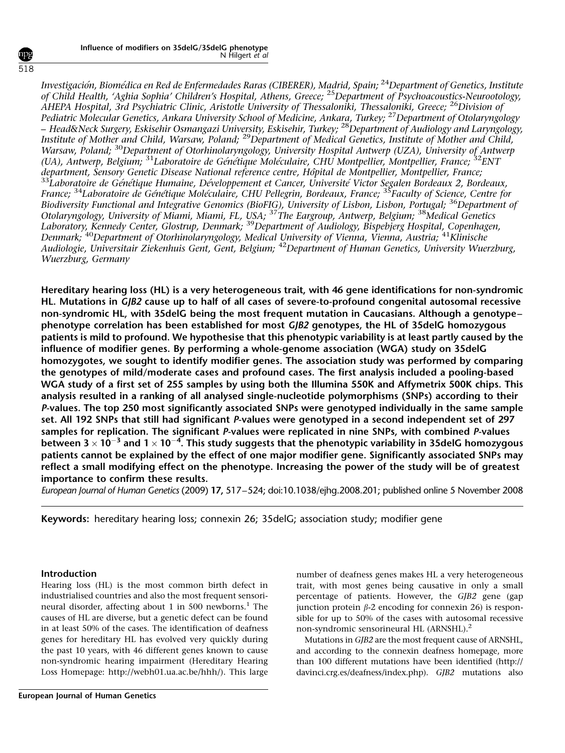*Investigación, Biomédica en Red de Enfermedades Raras (CIBERER), Madrid, Spain; [24]Department of Genetics, Institute of Child Health, 'Aghia Sophia' Children's Hospital, Athens, Greece; [25]Department of Psychoacoustics-Neurootology, AHEPA Hospital, 3rd Psychiatric Clinic, Aristotle University of Thessaloniki, Thessaloniki, Greece; [26]Division of Pediatric Molecular Genetics, Ankara University School of Medicine, Ankara, Turkey; [27]Department of Otolaryngology – Head&Neck Surgery, Eskisehir Osmangazi University, Eskisehir, Turkey; [28]Department of Audiology and Laryngology, Institute of Mother and Child, Warsaw, Poland; [29]Department of Medical Genetics, Institute of Mother and Child, Warsaw, Poland; [30]Department of Otorhinolaryngology, University Hospital Antwerp (UZA), University of Antwerp (UA), Antwerp, Belgium; [31]Laboratoire de Génétique Moléculaire, CHU Montpellier, Montpellier, France; [32]ENT department, Sensory Genetic Disease National reference centre, Hôpital de Montpellier, Montpellier, France; [33]Laboratoire de Génétique Humaine, Développement et Cancer, Université Victor Segalen Bordeaux 2, Bordeaux, France; [34]Laboratoire de Génétique Moléculaire, CHU Pellegrin, Bordeaux, France; [35]Faculty of Science, Centre for Biodiversity Functional and Integrative Genomics (BioFIG), University of Lisbon, Lisbon, Portugal; [36]Department of Otolaryngology, University of Miami, Miami, FL, USA; [37]The Eargroup, Antwerp, Belgium; [38]Medical Genetics Laboratory, Kennedy Center, Glostrup, Denmark; [39]Department of Audiology, Bispebjerg Hospital, Copenhagen, Denmark; [40]Department of Otorhinolaryngology, Medical University of Vienna, Vienna, Austria; [41]Klinische Audiologie, Universitair Ziekenhuis Gent, Gent, Belgium; [42]Department of Human Genetics, University Wuerzburg, Wuerzburg, Germany*

**Hereditary hearing loss (HL) is a very heterogeneous trait, with 46 gene identifications for non-syndromic HL. Mutations in *GJB2* cause up to half of all cases of severe-to-profound congenital autosomal recessive non-syndromic HL, with 35delG being the most frequent mutation in Caucasians. Although a genotype–phenotype correlation has been established for most *GJB2* genotypes, the HL of 35delG homozygous patients is mild to profound. We hypothesise that this phenotypic variability is at least partly caused by the influence of modifier genes. By performing a whole-genome association (WGA) study on 35delG homozygotes, we sought to identify modifier genes. The association study was performed by comparing the genotypes of mild/moderate cases and profound cases. The first analysis included a pooling-based WGA study of a first set of 255 samples by using both the Illumina 550K and Affymetrix 500K chips. This analysis resulted in a ranking of all analysed single-nucleotide polymorphisms (SNPs) according to their *P*-values. The top 250 most significantly associated SNPs were genotyped individually in the same sample set. All 192 SNPs that still had significant *P*-values were genotyped in a second independent set of 297 samples for replication. The significant *P*-values were replicated in nine SNPs, with combined *P*-values between $3 \times 10^{-3}$ and $1 \times 10^{-4}$. This study suggests that the phenotypic variability in 35delG homozygous patients cannot be explained by the effect of one major modifier gene. Significantly associated SNPs may reflect a small modifying effect on the phenotype. Increasing the power of the study will be of greatest importance to confirm these results.**

*European Journal of Human Genetics* (2009) **17,** 517–524; doi:10.1038/ejhg.2008.201; published online 5 November 2008

**Keywords:** hereditary hearing loss; connexin 26; 35delG; association study; modifier gene

## Introduction

Hearing loss (HL) is the most common birth defect in industrialised countries and also the most frequent sensorineural disorder, affecting about 1 in 500 newborns.[1] The causes of HL are diverse, but a genetic defect can be found in at least 50% of the cases. The identification of deafness genes for hereditary HL has evolved very quickly during the past 10 years, with 46 different genes known to cause non-syndromic hearing impairment (Hereditary Hearing Loss Homepage: http://webh01.ua.ac.be/hhh/). This large number of deafness genes makes HL a very heterogeneous trait, with most genes being causative in only a small percentage of patients. However, the *GJB2* gene (gap junction protein $\beta$-2 encoding for connexin 26) is responsible for up to 50% of the cases with autosomal recessive non-syndromic sensorineural HL (ARNSHL).[2]

Mutations in *GJB2* are the most frequent cause of ARNSHL, and according to the connexin deafness homepage, more than 100 different mutations have been identified (http://davinci.crg.es/deafness/index.php). *GJB2* mutations also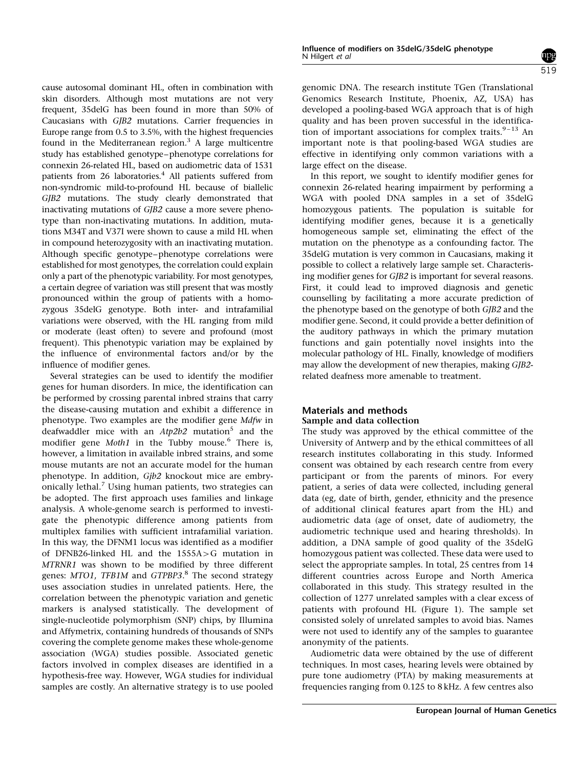cause autosomal dominant HL, often in combination with skin disorders. Although most mutations are not very frequent, 35delG has been found in more than 50% of Caucasians with *GJB2* mutations. Carrier frequencies in Europe range from 0.5 to 3.5%, with the highest frequencies found in the Mediterranean region.[3] A large multicentre study has established genotype–phenotype correlations for connexin 26-related HL, based on audiometric data of 1531 patients from 26 laboratories.[4] All patients suffered from non-syndromic mild-to-profound HL because of biallelic *GJB2* mutations. The study clearly demonstrated that inactivating mutations of *GJB2* cause a more severe phenotype than non-inactivating mutations. In addition, mutations M34T and V37I were shown to cause a mild HL when in compound heterozygosity with an inactivating mutation. Although specific genotype–phenotype correlations were established for most genotypes, the correlation could explain only a part of the phenotypic variability. For most genotypes, a certain degree of variation was still present that was mostly pronounced within the group of patients with a homozygous 35delG genotype. Both inter- and intrafamilial variations were observed, with the HL ranging from mild or moderate (least often) to severe and profound (most frequent). This phenotypic variation may be explained by the influence of environmental factors and/or by the influence of modifier genes.

Several strategies can be used to identify the modifier genes for human disorders. In mice, the identification can be performed by crossing parental inbred strains that carry the disease-causing mutation and exhibit a difference in phenotype. Two examples are the modifier gene *Mdfw* in deafwaddler mice with an *Atp2b2* mutation[5] and the modifier gene *Moth1* in the Tubby mouse.[6] There is, however, a limitation in available inbred strains, and some mouse mutants are not an accurate model for the human phenotype. In addition, *Gjb2* knockout mice are embryonically lethal.[7] Using human patients, two strategies can be adopted. The first approach uses families and linkage analysis. A whole-genome search is performed to investigate the phenotypic difference among patients from multiplex families with sufficient intrafamilial variation. In this way, the DFNM1 locus was identified as a modifier of DFNB26-linked HL and the 1555A>G mutation in *MTRNR1* was shown to be modified by three different genes: *MTO1*, *TFB1M* and *GTPBP3*.[8] The second strategy uses association studies in unrelated patients. Here, the correlation between the phenotypic variation and genetic markers is analysed statistically. The development of single-nucleotide polymorphism (SNP) chips, by Illumina and Affymetrix, containing hundreds of thousands of SNPs covering the complete genome makes these whole-genome association (WGA) studies possible. Associated genetic factors involved in complex diseases are identified in a hypothesis-free way. However, WGA studies for individual samples are costly. An alternative strategy is to use pooled genomic DNA. The research institute TGen (Translational Genomics Research Institute, Phoenix, AZ, USA) has developed a pooling-based WGA approach that is of high quality and has been proven successful in the identification of important associations for complex traits.[9–13] An important note is that pooling-based WGA studies are effective in identifying only common variations with a large effect on the disease.

In this report, we sought to identify modifier genes for connexin 26-related hearing impairment by performing a WGA with pooled DNA samples in a set of 35delG homozygous patients. The population is suitable for identifying modifier genes, because it is a genetically homogeneous sample set, eliminating the effect of the mutation on the phenotype as a confounding factor. The 35delG mutation is very common in Caucasians, making it possible to collect a relatively large sample set. Characterising modifier genes for *GJB2* is important for several reasons. First, it could lead to improved diagnosis and genetic counselling by facilitating a more accurate prediction of the phenotype based on the genotype of both *GJB2* and the modifier gene. Second, it could provide a better definition of the auditory pathways in which the primary mutation functions and gain potentially novel insights into the molecular pathology of HL. Finally, knowledge of modifiers may allow the development of new therapies, making *GJB2*-related deafness more amenable to treatment.

## Materials and methods

### Sample and data collection

The study was approved by the ethical committee of the University of Antwerp and by the ethical committees of all research institutes collaborating in this study. Informed consent was obtained by each research centre from every participant or from the parents of minors. For every patient, a series of data were collected, including general data (eg, date of birth, gender, ethnicity and the presence of additional clinical features apart from the HL) and audiometric data (age of onset, date of audiometry, the audiometric technique used and hearing thresholds). In addition, a DNA sample of good quality of the 35delG homozygous patient was collected. These data were used to select the appropriate samples. In total, 25 centres from 14 different countries across Europe and North America collaborated in this study. This strategy resulted in the collection of 1277 unrelated samples with a clear excess of patients with profound HL (Figure 1). The sample set consisted solely of unrelated samples to avoid bias. Names were not used to identify any of the samples to guarantee anonymity of the patients.

Audiometric data were obtained by the use of different techniques. In most cases, hearing levels were obtained by pure tone audiometry (PTA) by making measurements at frequencies ranging from 0.125 to 8 kHz. A few centres also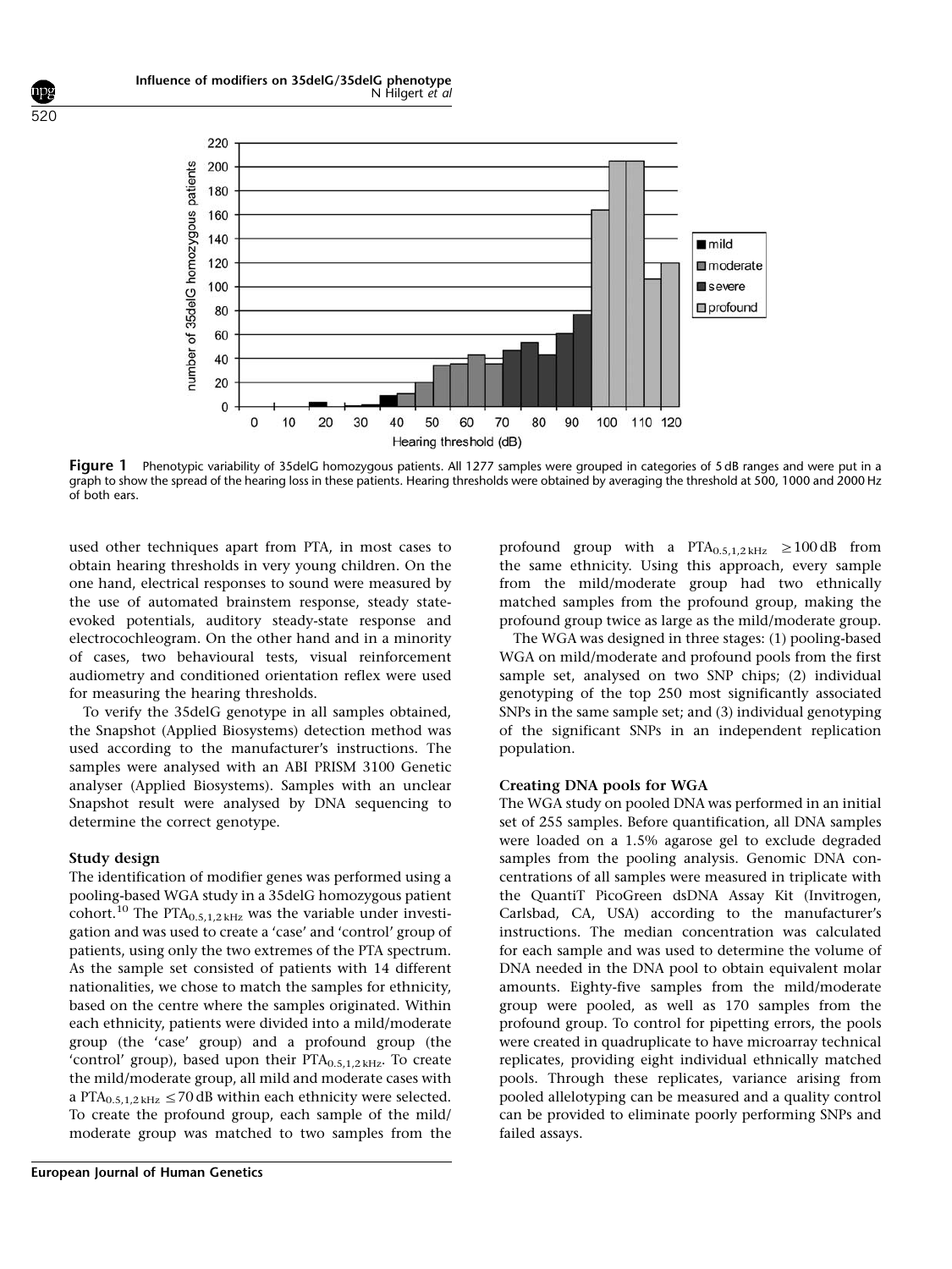**Figure 1** Phenotypic variability of 35delG homozygous patients. All 1277 samples were grouped in categories of 5 dB ranges and were put in a graph to show the spread of the hearing loss in these patients. Hearing thresholds were obtained by averaging the threshold at 500, 1000 and 2000 Hz of both ears.

used other techniques apart from PTA, in most cases to obtain hearing thresholds in very young children. On the one hand, electrical responses to sound were measured by the use of automated brainstem response, steady state-evoked potentials, auditory steady-state response and electrocochleogram. On the other hand and in a minority of cases, two behavioural tests, visual reinforcement audiometry and conditioned orientation reflex were used for measuring the hearing thresholds.

To verify the 35delG genotype in all samples obtained, the Snapshot (Applied Biosystems) detection method was used according to the manufacturer's instructions. The samples were analysed with an ABI PRISM 3100 Genetic analyser (Applied Biosystems). Samples with an unclear Snapshot result were analysed by DNA sequencing to determine the correct genotype.

### Study design

The identification of modifier genes was performed using a pooling-based WGA study in a 35delG homozygous patient cohort.[10] The $PTA_{0.5,1,2\,kHz}$ was the variable under investigation and was used to create a 'case' and 'control' group of patients, using only the two extremes of the PTA spectrum. As the sample set consisted of patients with 14 different nationalities, we chose to match the samples for ethnicity, based on the centre where the samples originated. Within each ethnicity, patients were divided into a mild/moderate group (the 'case' group) and a profound group (the 'control' group), based upon their $PTA_{0.5,1,2\,kHz}$. To create the mild/moderate group, all mild and moderate cases with a $PTA_{0.5,1,2\,kHz} \leq 70$ dB within each ethnicity were selected. To create the profound group, each sample of the mild/moderate group was matched to two samples from the profound group with a $PTA_{0.5,1,2\,kHz} \geq 100$ dB from the same ethnicity. Using this approach, every sample from the mild/moderate group had two ethnically matched samples from the profound group, making the profound group twice as large as the mild/moderate group.

The WGA was designed in three stages: (1) pooling-based WGA on mild/moderate and profound pools from the first sample set, analysed on two SNP chips; (2) individual genotyping of the top 250 most significantly associated SNPs in the same sample set; and (3) individual genotyping of the significant SNPs in an independent replication population.

### Creating DNA pools for WGA

The WGA study on pooled DNA was performed in an initial set of 255 samples. Before quantification, all DNA samples were loaded on a 1.5% agarose gel to exclude degraded samples from the pooling analysis. Genomic DNA concentrations of all samples were measured in triplicate with the QuantiT PicoGreen dsDNA Assay Kit (Invitrogen, Carlsbad, CA, USA) according to the manufacturer's instructions. The median concentration was calculated for each sample and was used to determine the volume of DNA needed in the DNA pool to obtain equivalent molar amounts. Eighty-five samples from the mild/moderate group were pooled, as well as 170 samples from the profound group. To control for pipetting errors, the pools were created in quadruplicate to have microarray technical replicates, providing eight individual ethnically matched pools. Through these replicates, variance arising from pooled allelotyping can be measured and a quality control can be provided to eliminate poorly performing SNPs and failed assays.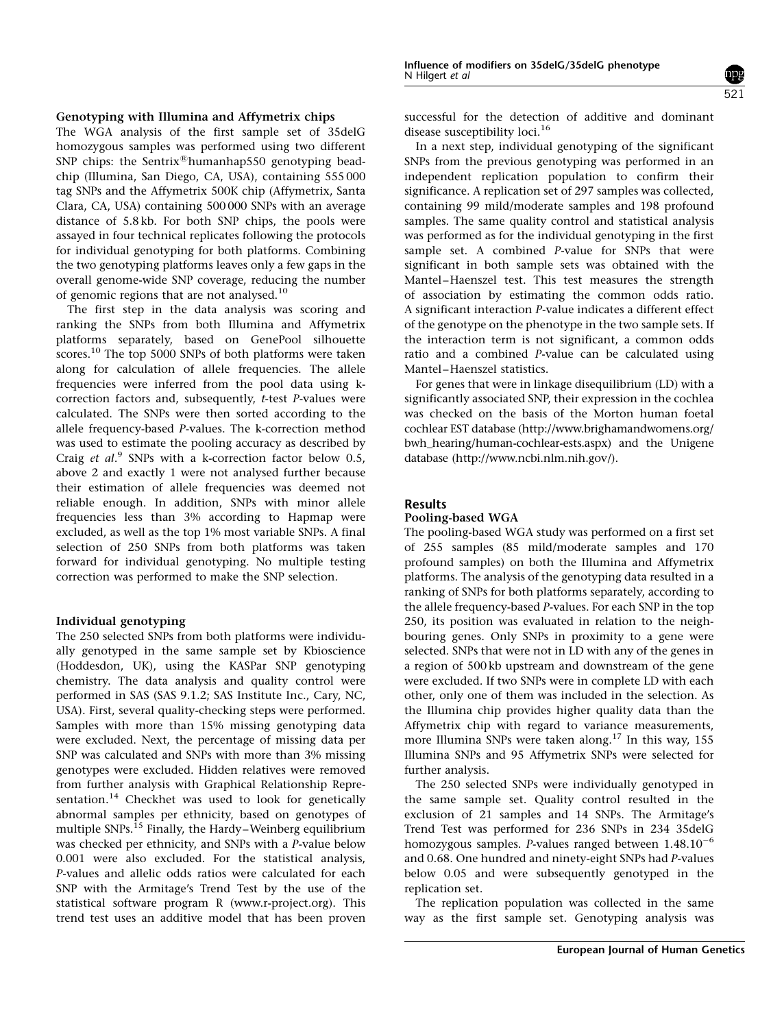### Genotyping with Illumina and Affymetrix chips

The WGA analysis of the first sample set of 35delG homozygous samples was performed using two different SNP chips: the Sentrix® humanhap550 genotyping beadchip (Illumina, San Diego, CA, USA), containing 555 000 tag SNPs and the Affymetrix 500K chip (Affymetrix, Santa Clara, CA, USA) containing 500 000 SNPs with an average distance of 5.8 kb. For both SNP chips, the pools were assayed in four technical replicates following the protocols for individual genotyping for both platforms. Combining the two genotyping platforms leaves only a few gaps in the overall genome-wide SNP coverage, reducing the number of genomic regions that are not analysed.[10]

The first step in the data analysis was scoring and ranking the SNPs from both Illumina and Affymetrix platforms separately, based on GenePool silhouette scores.[10] The top 5000 SNPs of both platforms were taken along for calculation of allele frequencies. The allele frequencies were inferred from the pool data using k-correction factors and, subsequently, *t*-test *P*-values were calculated. The SNPs were then sorted according to the allele frequency-based *P*-values. The k-correction method was used to estimate the pooling accuracy as described by Craig *et al*.[9] SNPs with a k-correction factor below 0.5, above 2 and exactly 1 were not analysed further because their estimation of allele frequencies was deemed not reliable enough. In addition, SNPs with minor allele frequencies less than 3% according to Hapmap were excluded, as well as the top 1% most variable SNPs. A final selection of 250 SNPs from both platforms was taken forward for individual genotyping. No multiple testing correction was performed to make the SNP selection.

### Individual genotyping

The 250 selected SNPs from both platforms were individually genotyped in the same sample set by Kbioscience (Hoddesdon, UK), using the KASPar SNP genotyping chemistry. The data analysis and quality control were performed in SAS (SAS 9.1.2; SAS Institute Inc., Cary, NC, USA). First, several quality-checking steps were performed. Samples with more than 15% missing genotyping data were excluded. Next, the percentage of missing data per SNP was calculated and SNPs with more than 3% missing genotypes were excluded. Hidden relatives were removed from further analysis with Graphical Relationship Representation.[14] Checkhet was used to look for genetically abnormal samples per ethnicity, based on genotypes of multiple SNPs.[15] Finally, the Hardy–Weinberg equilibrium was checked per ethnicity, and SNPs with a *P*-value below 0.001 were also excluded. For the statistical analysis, *P*-values and allelic odds ratios were calculated for each SNP with the Armitage's Trend Test by the use of the statistical software program R (www.r-project.org). This trend test uses an additive model that has been proven successful for the detection of additive and dominant disease susceptibility loci.[16]

In a next step, individual genotyping of the significant SNPs from the previous genotyping was performed in an independent replication population to confirm their significance. A replication set of 297 samples was collected, containing 99 mild/moderate samples and 198 profound samples. The same quality control and statistical analysis was performed as for the individual genotyping in the first sample set. A combined *P*-value for SNPs that were significant in both sample sets was obtained with the Mantel–Haenszel test. This test measures the strength of association by estimating the common odds ratio. A significant interaction *P*-value indicates a different effect of the genotype on the phenotype in the two sample sets. If the interaction term is not significant, a common odds ratio and a combined *P*-value can be calculated using Mantel–Haenszel statistics.

For genes that were in linkage disequilibrium (LD) with a significantly associated SNP, their expression in the cochlea was checked on the basis of the Morton human foetal cochlear EST database (http://www.brighamandwomens.org/bwh_hearing/human-cochlear-ests.aspx) and the Unigene database (http://www.ncbi.nlm.nih.gov/).

## Results

### Pooling-based WGA

The pooling-based WGA study was performed on a first set of 255 samples (85 mild/moderate samples and 170 profound samples) on both the Illumina and Affymetrix platforms. The analysis of the genotyping data resulted in a ranking of SNPs for both platforms separately, according to the allele frequency-based *P*-values. For each SNP in the top 250, its position was evaluated in relation to the neighbouring genes. Only SNPs in proximity to a gene were selected. SNPs that were not in LD with any of the genes in a region of 500 kb upstream and downstream of the gene were excluded. If two SNPs were in complete LD with each other, only one of them was included in the selection. As the Illumina chip provides higher quality data than the Affymetrix chip with regard to variance measurements, more Illumina SNPs were taken along.[17] In this way, 155 Illumina SNPs and 95 Affymetrix SNPs were selected for further analysis.

The 250 selected SNPs were individually genotyped in the same sample set. Quality control resulted in the exclusion of 21 samples and 14 SNPs. The Armitage's Trend Test was performed for 236 SNPs in 234 35delG homozygous samples. *P*-values ranged between $1.48.10^{-6}$ and 0.68. One hundred and ninety-eight SNPs had *P*-values below 0.05 and were subsequently genotyped in the replication set.

The replication population was collected in the same way as the first sample set. Genotyping analysis was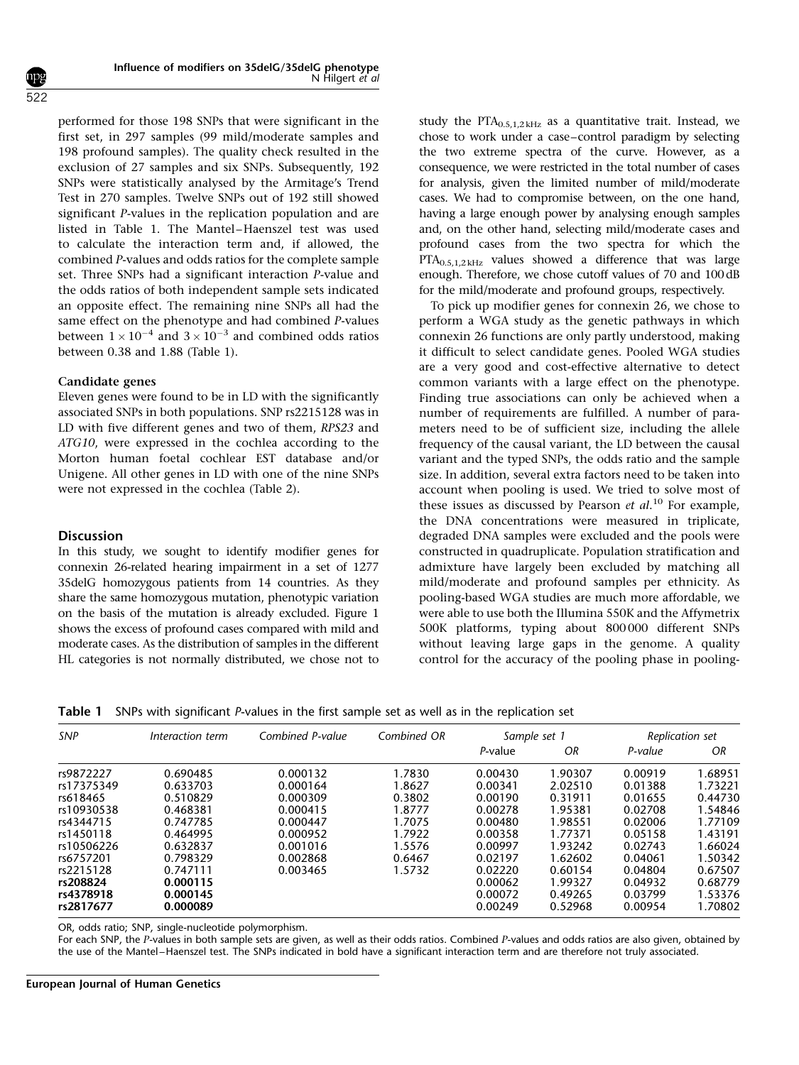performed for those 198 SNPs that were significant in the first set, in 297 samples (99 mild/moderate samples and 198 profound samples). The quality check resulted in the exclusion of 27 samples and six SNPs. Subsequently, 192 SNPs were statistically analysed by the Armitage's Trend Test in 270 samples. Twelve SNPs out of 192 still showed significant *P*-values in the replication population and are listed in Table 1. The Mantel–Haenszel test was used to calculate the interaction term and, if allowed, the combined *P*-values and odds ratios for the complete sample set. Three SNPs had a significant interaction *P*-value and the odds ratios of both independent sample sets indicated an opposite effect. The remaining nine SNPs all had the same effect on the phenotype and had combined *P*-values between $1 \times 10^{-4}$ and $3 \times 10^{-3}$ and combined odds ratios between 0.38 and 1.88 (Table 1).

### Candidate genes

Eleven genes were found to be in LD with the significantly associated SNPs in both populations. SNP rs2215128 was in LD with five different genes and two of them, *RPS23* and *ATG10*, were expressed in the cochlea according to the Morton human foetal cochlear EST database and/or Unigene. All other genes in LD with one of the nine SNPs were not expressed in the cochlea (Table 2).

## Discussion

In this study, we sought to identify modifier genes for connexin 26-related hearing impairment in a set of 1277 35delG homozygous patients from 14 countries. As they share the same homozygous mutation, phenotypic variation on the basis of the mutation is already excluded. Figure 1 shows the excess of profound cases compared with mild and moderate cases. As the distribution of samples in the different HL categories is not normally distributed, we chose not to study the $PTA_{0.5,1,2\,kHz}$ as a quantitative trait. Instead, we chose to work under a case–control paradigm by selecting the two extreme spectra of the curve. However, as a consequence, we were restricted in the total number of cases for analysis, given the limited number of mild/moderate cases. We had to compromise between, on the one hand, having a large enough power by analysing enough samples and, on the other hand, selecting mild/moderate cases and profound cases from the two spectra for which the $PTA_{0.5,1,2\,kHz}$ values showed a difference that was large enough. Therefore, we chose cutoff values of 70 and 100 dB for the mild/moderate and profound groups, respectively.

To pick up modifier genes for connexin 26, we chose to perform a WGA study as the genetic pathways in which connexin 26 functions are only partly understood, making it difficult to select candidate genes. Pooled WGA studies are a very good and cost-effective alternative to detect common variants with a large effect on the phenotype. Finding true associations can only be achieved when a number of requirements are fulfilled. A number of parameters need to be of sufficient size, including the allele frequency of the causal variant, the LD between the causal variant and the typed SNPs, the odds ratio and the sample size. In addition, several extra factors need to be taken into account when pooling is used. We tried to solve most of these issues as discussed by Pearson *et al.*[10] For example, the DNA concentrations were measured in triplicate, degraded DNA samples were excluded and the pools were constructed in quadruplicate. Population stratification and admixture have largely been excluded by matching all mild/moderate and profound samples per ethnicity. As pooling-based WGA studies are much more affordable, we were able to use both the Illumina 550K and the Affymetrix 500K platforms, typing about 800 000 different SNPs without leaving large gaps in the genome. A quality control for the accuracy of the pooling phase in pooling-

**Table 1** SNPs with significant *P*-values in the first sample set as well as in the replication set

| SNP | Interaction term | Combined P-value | Combined OR | Sample set 1 | | Replication set | |
|---|---|---|---|---|---|---|---|
| | | | | P-value | OR | P-value | OR |
| rs9872227 | 0.690485 | 0.000132 | 1.7830 | 0.00430 | 1.90307 | 0.00919 | 1.68951 |
| rs17375349 | 0.633703 | 0.000164 | 1.8627 | 0.00341 | 2.02510 | 0.01388 | 1.73221 |
| rs618465 | 0.510829 | 0.000309 | 0.3802 | 0.00190 | 0.31911 | 0.01655 | 0.44730 |
| rs10930538 | 0.468381 | 0.000415 | 1.8777 | 0.00278 | 1.95381 | 0.02708 | 1.54846 |
| rs4344715 | 0.747785 | 0.000447 | 1.7075 | 0.00480 | 1.98551 | 0.02006 | 1.77109 |
| rs1450118 | 0.464995 | 0.000952 | 1.7922 | 0.00358 | 1.77371 | 0.05158 | 1.43191 |
| rs10506226 | 0.632837 | 0.001016 | 1.5576 | 0.00997 | 1.93242 | 0.02743 | 1.66024 |
| rs6757201 | 0.798329 | 0.002868 | 0.6467 | 0.02197 | 1.62602 | 0.04061 | 1.50342 |
| rs2215128 | 0.747111 | 0.003465 | 1.5732 | 0.02220 | 0.60154 | 0.04804 | 0.67507 |
| **rs208824** | **0.000115** | | | 0.00062 | 1.99327 | 0.04932 | 0.68779 |
| **rs4378918** | **0.000145** | | | 0.00072 | 0.49265 | 0.03799 | 1.53376 |
| **rs2817677** | **0.000089** | | | 0.00249 | 0.52968 | 0.00954 | 1.70802 |

OR, odds ratio; SNP, single-nucleotide polymorphism.

For each SNP, the *P*-values in both sample sets are given, as well as their odds ratios. Combined *P*-values and odds ratios are also given, obtained by the use of the Mantel–Haenszel test. The SNPs indicated in bold have a significant interaction term and are therefore not truly associated.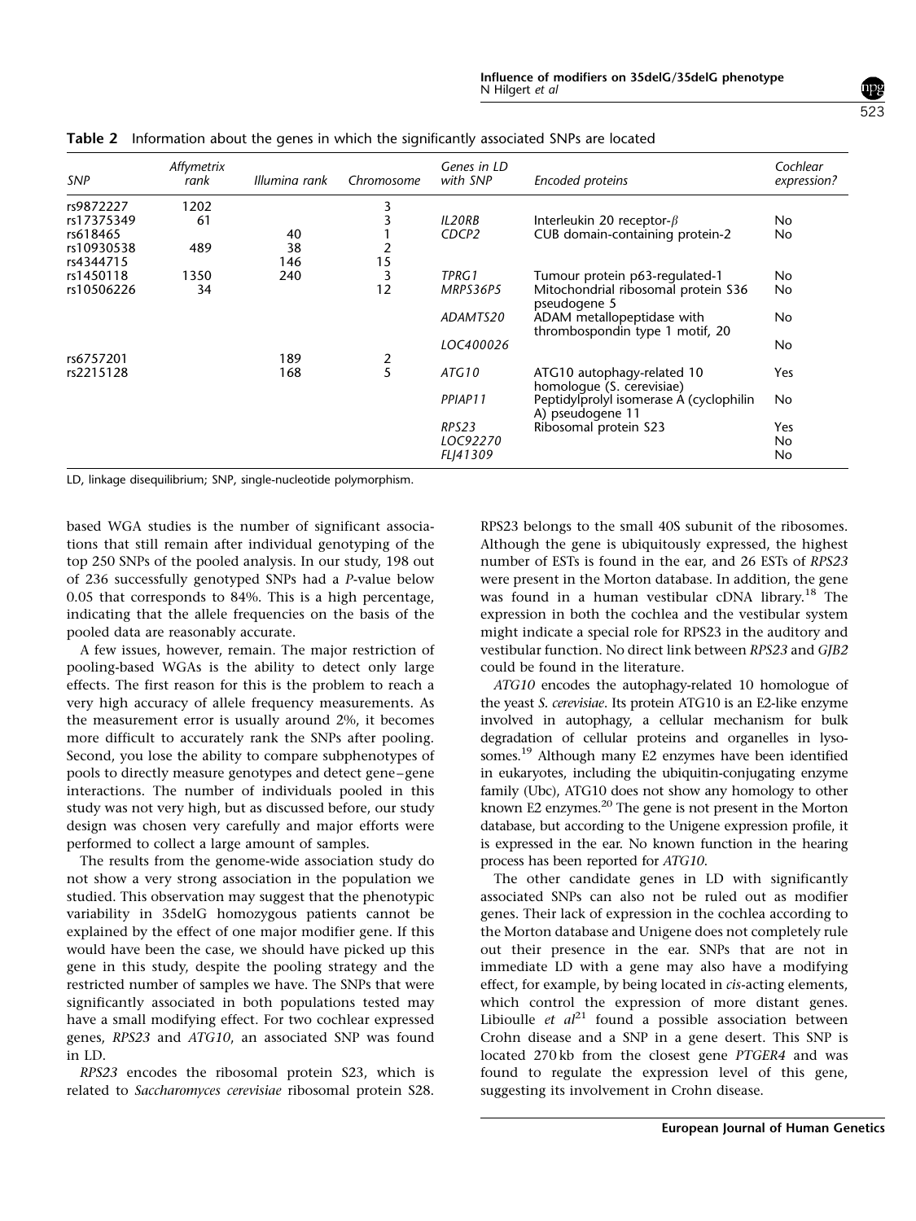**Table 2** Information about the genes in which the significantly associated SNPs are located

| SNP | Affymetrix rank | Illumina rank | Chromosome | Genes in LD with SNP | Encoded proteins | Cochlear expression? |
|---|---|---|---|---|---|---|
| rs9872227 | 1202 | | 3 | | | |
| rs17375349 | 61 | | 3 | *IL20RB* | Interleukin 20 receptor-$\beta$ | No |
| rs618465 | | 40 | 1 | *CDCP2* | CUB domain-containing protein-2 | No |
| rs10930538 | 489 | 38 | 2 | | | |
| rs4344715 | | 146 | 15 | | | |
| rs1450118 | 1350 | 240 | 3 | *TPRG1* | Tumour protein p63-regulated-1 | No |
| rs10506226 | 34 | | 12 | *MRPS36P5* | Mitochondrial ribosomal protein S36 pseudogene 5 | No |
| | | | | *ADAMTS20* | ADAM metallopeptidase with thrombospondin type 1 motif, 20 | No |
| | | | | *LOC400026* | | No |
| rs6757201 | | 189 | 2 | | | |
| rs2215128 | | 168 | 5 | *ATG10* | ATG10 autophagy-related 10 homologue (S. cerevisiae) | Yes |
| | | | | *PPIAP11* | Peptidylprolyl isomerase A (cyclophilin A) pseudogene 11 | No |
| | | | | *RPS23* | Ribosomal protein S23 | Yes |
| | | | | *LOC92270* | | No |
| | | | | *FLJ41309* | | No |

LD, linkage disequilibrium; SNP, single-nucleotide polymorphism.

based WGA studies is the number of significant associations that still remain after individual genotyping of the top 250 SNPs of the pooled analysis. In our study, 198 out of 236 successfully genotyped SNPs had a *P*-value below 0.05 that corresponds to 84%. This is a high percentage, indicating that the allele frequencies on the basis of the pooled data are reasonably accurate.

A few issues, however, remain. The major restriction of pooling-based WGAs is the ability to detect only large effects. The first reason for this is the problem to reach a very high accuracy of allele frequency measurements. As the measurement error is usually around 2%, it becomes more difficult to accurately rank the SNPs after pooling. Second, you lose the ability to compare subphenotypes of pools to directly measure genotypes and detect gene–gene interactions. The number of individuals pooled in this study was not very high, but as discussed before, our study design was chosen very carefully and major efforts were performed to collect a large amount of samples.

The results from the genome-wide association study do not show a very strong association in the population we studied. This observation may suggest that the phenotypic variability in 35delG homozygous patients cannot be explained by the effect of one major modifier gene. If this would have been the case, we should have picked up this gene in this study, despite the pooling strategy and the restricted number of samples we have. The SNPs that were significantly associated in both populations tested may have a small modifying effect. For two cochlear expressed genes, *RPS23* and *ATG10*, an associated SNP was found in LD.

*RPS23* encodes the ribosomal protein S23, which is related to *Saccharomyces cerevisiae* ribosomal protein S28. RPS23 belongs to the small 40S subunit of the ribosomes. Although the gene is ubiquitously expressed, the highest number of ESTs is found in the ear, and 26 ESTs of *RPS23* were present in the Morton database. In addition, the gene was found in a human vestibular cDNA library.[18] The expression in both the cochlea and the vestibular system might indicate a special role for RPS23 in the auditory and vestibular function. No direct link between *RPS23* and *GJB2* could be found in the literature.

*ATG10* encodes the autophagy-related 10 homologue of the yeast *S. cerevisiae*. Its protein ATG10 is an E2-like enzyme involved in autophagy, a cellular mechanism for bulk degradation of cellular proteins and organelles in lysosomes.[19] Although many E2 enzymes have been identified in eukaryotes, including the ubiquitin-conjugating enzyme family (Ubc), ATG10 does not show any homology to other known E2 enzymes.[20] The gene is not present in the Morton database, but according to the Unigene expression profile, it is expressed in the ear. No known function in the hearing process has been reported for *ATG10*.

The other candidate genes in LD with significantly associated SNPs can also not be ruled out as modifier genes. Their lack of expression in the cochlea according to the Morton database and Unigene does not completely rule out their presence in the ear. SNPs that are not in immediate LD with a gene may also have a modifying effect, for example, by being located in *cis*-acting elements, which control the expression of more distant genes. Libioulle *et al*[21] found a possible association between Crohn disease and a SNP in a gene desert. This SNP is located 270 kb from the closest gene *PTGER4* and was found to regulate the expression level of this gene, suggesting its involvement in Crohn disease.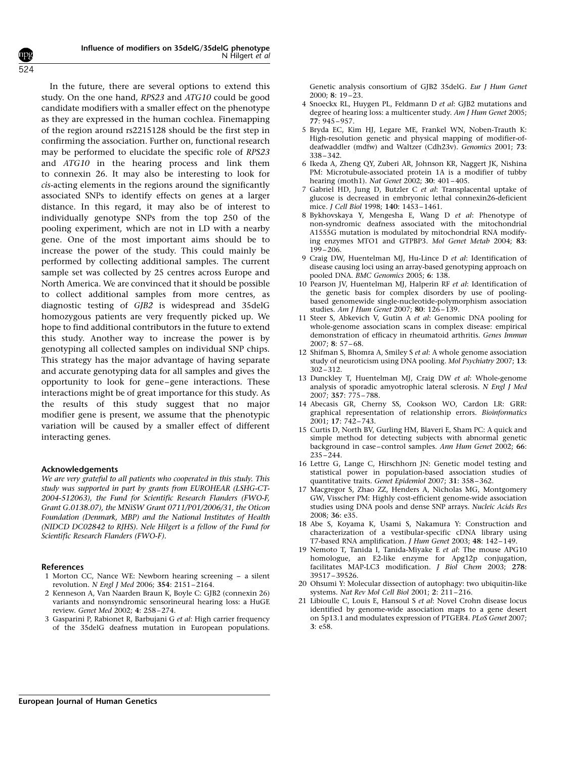In the future, there are several options to extend this study. On the one hand, *RPS23* and *ATG10* could be good candidate modifiers with a smaller effect on the phenotype as they are expressed in the human cochlea. Finemapping of the region around rs2215128 should be the first step in confirming the association. Further on, functional research may be performed to elucidate the specific role of *RPS23* and *ATG10* in the hearing process and link them to connexin 26. It may also be interesting to look for *cis*-acting elements in the regions around the significantly associated SNPs to identify effects on genes at a larger distance. In this regard, it may also be of interest to individually genotype SNPs from the top 250 of the pooling experiment, which are not in LD with a nearby gene. One of the most important aims should be to increase the power of the study. This could mainly be performed by collecting additional samples. The current sample set was collected by 25 centres across Europe and North America. We are convinced that it should be possible to collect additional samples from more centres, as diagnostic testing of *GJB2* is widespread and 35delG homozygous patients are very frequently picked up. We hope to find additional contributors in the future to extend this study. Another way to increase the power is by genotyping all collected samples on individual SNP chips. This strategy has the major advantage of having separate and accurate genotyping data for all samples and gives the opportunity to look for gene–gene interactions. These interactions might be of great importance for this study. As the results of this study suggest that no major modifier gene is present, we assume that the phenotypic variation will be caused by a smaller effect of different interacting genes.

## Acknowledgements

*We are very grateful to all patients who cooperated in this study. This study was supported in part by grants from EUROHEAR (LSHG-CT-2004-512063), the Fund for Scientific Research Flanders (FWO-F, Grant G.0138.07), the MNiSW Grant 0711/P01/2006/31, the Oticon Foundation (Denmark, MBP) and the National Institutes of Health (NIDCD DC02842 to RJHS). Nele Hilgert is a fellow of the Fund for Scientific Research Flanders (FWO-F).*

## References

1. Morton CC, Nance WE: Newborn hearing screening – a silent revolution. *N Engl J Med* 2006; **354**: 2151–2164.
2. Kenneson A, Van Naarden Braun K, Boyle C: GJB2 (connexin 26) variants and nonsyndromic sensorineural hearing loss: a HuGE review. *Genet Med* 2002; **4**: 258–274.
3. Gasparini P, Rabionet R, Barbujani G *et al*: High carrier frequency of the 35delG deafness mutation in European populations. Genetic analysis consortium of GJB2 35delG. *Eur J Hum Genet* 2000; **8**: 19–23.
4. Snoeckx RL, Huygen PL, Feldmann D *et al*: GJB2 mutations and degree of hearing loss: a multicenter study. *Am J Hum Genet* 2005; **77**: 945–957.
5. Bryda EC, Kim HJ, Legare ME, Frankel WN, Noben-Trauth K: High-resolution genetic and physical mapping of modifier-of-deafwaddler (mdfw) and Waltzer (Cdh23v). *Genomics* 2001; **73**: 338–342.
6. Ikeda A, Zheng QY, Zuberi AR, Johnson KR, Naggert JK, Nishina PM: Microtubule-associated protein 1A is a modifier of tubby hearing (moth1). *Nat Genet* 2002; **30**: 401–405.
7. Gabriel HD, Jung D, Butzler C *et al*: Transplacental uptake of glucose is decreased in embryonic lethal connexin26-deficient mice. *J Cell Biol* 1998; **140**: 1453–1461.
8. Bykhovskaya Y, Mengesha E, Wang D *et al*: Phenotype of non-syndromic deafness associated with the mitochondrial A1555G mutation is modulated by mitochondrial RNA modifying enzymes MTO1 and GTPBP3. *Mol Genet Metab* 2004; **83**: 199–206.
9. Craig DW, Huentelman MJ, Hu-Lince D *et al*: Identification of disease causing loci using an array-based genotyping approach on pooled DNA. *BMC Genomics* 2005; **6**: 138.
10. Pearson JV, Huentelman MJ, Halperin RF *et al*: Identification of the genetic basis for complex disorders by use of pooling-based genomewide single-nucleotide-polymorphism association studies. *Am J Hum Genet* 2007; **80**: 126–139.
11. Steer S, Abkevich V, Gutin A *et al*: Genomic DNA pooling for whole-genome association scans in complex disease: empirical demonstration of efficacy in rheumatoid arthritis. *Genes Immun* 2007; **8**: 57–68.
12. Shifman S, Bhomra A, Smiley S *et al*: A whole genome association study of neuroticism using DNA pooling. *Mol Psychiatry* 2007; **13**: 302–312.
13. Dunckley T, Huentelman MJ, Craig DW *et al*: Whole-genome analysis of sporadic amyotrophic lateral sclerosis. *N Engl J Med* 2007; **357**: 775–788.
14. Abecasis GR, Cherny SS, Cookson WO, Cardon LR: GRR: graphical representation of relationship errors. *Bioinformatics* 2001; **17**: 742–743.
15. Curtis D, North BV, Gurling HM, Blaveri E, Sham PC: A quick and simple method for detecting subjects with abnormal genetic background in case–control samples. *Ann Hum Genet* 2002; **66**: 235–244.
16. Lettre G, Lange C, Hirschhorn JN: Genetic model testing and statistical power in population-based association studies of quantitative traits. *Genet Epidemiol* 2007; **31**: 358–362.
17. Macgregor S, Zhao ZZ, Henders A, Nicholas MG, Montgomery GW, Visscher PM: Highly cost-efficient genome-wide association studies using DNA pools and dense SNP arrays. *Nucleic Acids Res* 2008; **36**: e35.
18. Abe S, Koyama K, Usami S, Nakamura Y: Construction and characterization of a vestibular-specific cDNA library using T7-based RNA amplification. *J Hum Genet* 2003; **48**: 142–149.
19. Nemoto T, Tanida I, Tanida-Miyake E *et al*: The mouse APG10 homologue, an E2-like enzyme for Apg12p conjugation, facilitates MAP-LC3 modification. *J Biol Chem* 2003; **278**: 39517–39526.
20. Ohsumi Y: Molecular dissection of autophagy: two ubiquitin-like systems. *Nat Rev Mol Cell Biol* 2001; **2**: 211–216.
21. Libioulle C, Louis E, Hansoul S *et al*: Novel Crohn disease locus identified by genome-wide association maps to a gene desert on 5p13.1 and modulates expression of PTGER4. *PLoS Genet* 2007; **3**: e58.